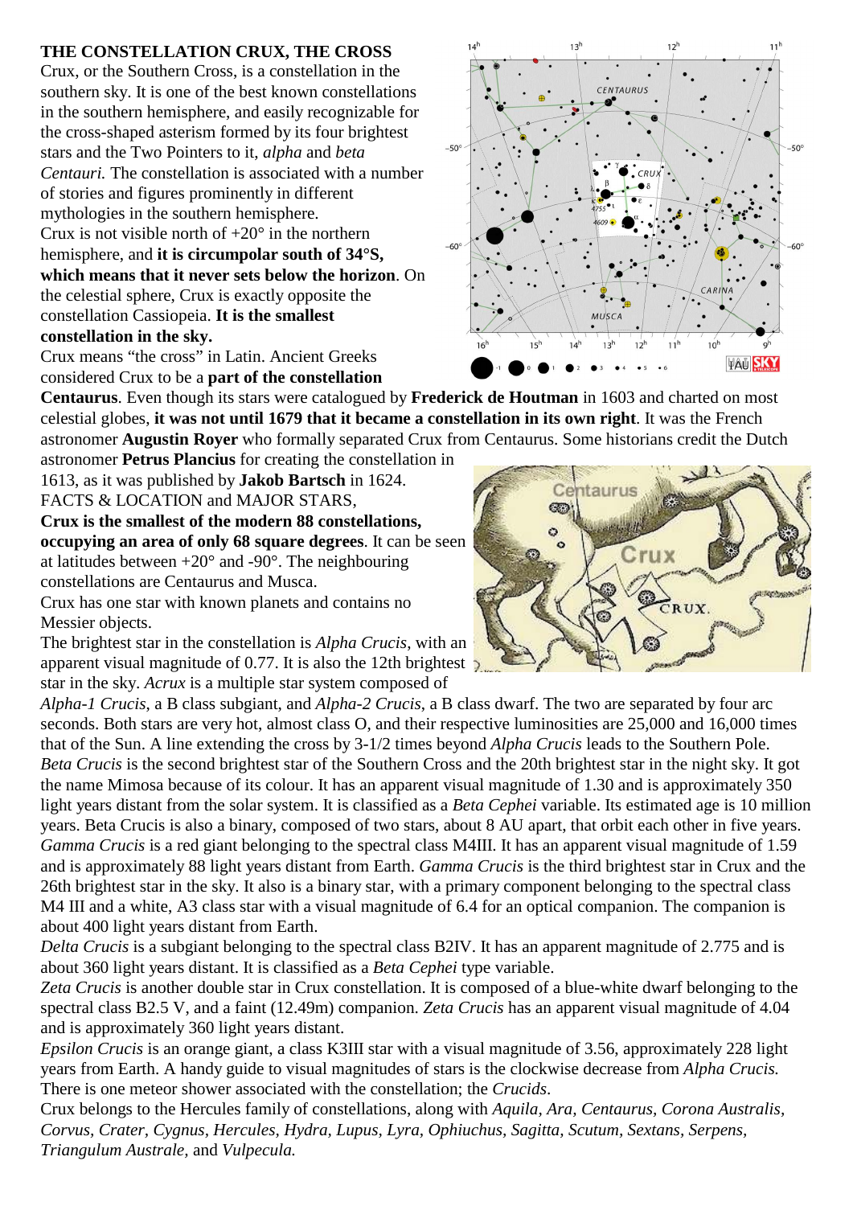**THE CONSTELLATION CRUX, THE CROSS**

Crux, or the Southern Cross, is a constellation in the southern sky. It is one of the best known constellations in the southern hemisphere, and easily recognizable for the cross-shaped asterism formed by its four brightest stars and the Two Pointers to it, *alpha* and *beta Centauri.* The constellation is associated with a number of stories and figures prominently in different mythologies in the southern hemisphere.

Crux is not visible north of +20° in the northern hemisphere, and **it is circumpolar south of 34°S, which means that it never sets below the horizon**. On the celestial sphere, Crux is exactly opposite the constellation Cassiopeia. **It is the smallest constellation in the sky.**

Crux means "the cross" in Latin. Ancient Greeks considered Crux to be a **part of the constellation Centaurus**. Even though its stars were catalogued by **Frederick de Houtman** in 1603 and charted on most celestial globes, **it was not until 1679 that it became a constellation in its own right**. It was the French astronomer **Augustin Royer** who formally separated Crux from Centaurus. Some historians credit the Dutch astronomer **Petrus Plancius** for creating the constellation in 1613, as it was published by **Jakob Bartsch** in 1624.

FACTS & LOCATION and MAJOR STARS,

**Crux is the smallest of the modern 88 constellations, occupying an area of only 68 square degrees**. It can be seen at latitudes between +20° and -90°. The neighbouring constellations are Centaurus and Musca.

Crux has one star with known planets and contains no Messier objects.

The brightest star in the constellation is *Alpha Crucis*, with an apparent visual magnitude of 0.77. It is also the 12th brightest star in the sky. *Acrux* is a multiple star system composed of *Alpha-1 Crucis*, a B class subgiant, and *Alpha-2 Crucis*, a B class dwarf. The two are separated by four arc seconds. Both stars are very hot, almost class O, and their respective luminosities are 25,000 and 16,000 times that of the Sun. A line extending the cross by 3-1/2 times beyond *Alpha Crucis* leads to the Southern Pole.

*Beta Crucis* is the second brightest star of the Southern Cross and the 20th brightest star in the night sky. It got the name Mimosa because of its colour. It has an apparent visual magnitude of 1.30 and is approximately 350 light years distant from the solar system. It is classified as a *Beta Cephei* variable. Its estimated age is 10 million years. Beta Crucis is also a binary, composed of two stars, about 8 AU apart, that orbit each other in five years.

*Gamma Crucis* is a red giant belonging to the spectral class M4III. It has an apparent visual magnitude of 1.59 and is approximately 88 light years distant from Earth. *Gamma Crucis* is the third brightest star in Crux and the 26th brightest star in the sky. It also is a binary star, with a primary component belonging to the spectral class M4 III and a white, A3 class star with a visual magnitude of 6.4 for an optical companion. The companion is about 400 light years distant from Earth.

*Delta Crucis* is a subgiant belonging to the spectral class B2IV. It has an apparent magnitude of 2.775 and is about 360 light years distant. It is classified as a *Beta Cephei* type variable.

*Zeta Crucis* is another double star in Crux constellation. It is composed of a blue-white dwarf belonging to the spectral class B2.5 V, and a faint (12.49m) companion. *Zeta Crucis* has an apparent visual magnitude of 4.04 and is approximately 360 light years distant.

*Epsilon Crucis* is an orange giant, a class K3III star with a visual magnitude of 3.56, approximately 228 light years from Earth. A handy guide to visual magnitudes of stars is the clockwise decrease from *Alpha Crucis.*

There is one meteor shower associated with the constellation; the *Crucids*.

Crux belongs to the Hercules family of constellations, along with *Aquila, Ara, Centaurus, Corona Australis, Corvus, Crater, Cygnus, Hercules, Hydra, Lupus, Lyra, Ophiuchus, Sagitta, Scutum, Sextans, Serpens, Triangulum Australe,* and *Vulpecula.*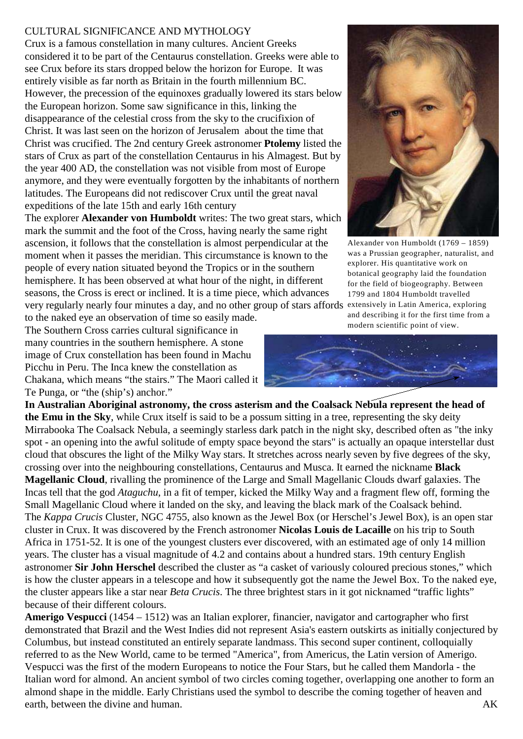CULTURAL SIGNIFICANCE AND MYTHOLOGY

Crux is a famous constellation in many cultures. Ancient Greeks considered it to be part of the Centaurus constellation. Greeks were able to see Crux before its stars dropped below the horizon for Europe. It was entirely visible as far north as Britain in the fourth millennium BC. However, the precession of the equinoxes gradually lowered its stars below the European horizon. Some saw significance in this, linking the disappearance of the celestial cross from the sky to the crucifixion of Christ. It was last seen on the horizon of Jerusalem about the time that Christ was crucified. The 2nd century Greek astronomer **Ptolemy** listed the stars of Crux as part of the constellation Centaurus in his Almagest. But by the year 400 AD, the constellation was not visible from most of Europe anymore, and they were eventually forgotten by the inhabitants of northern latitudes. The Europeans did not rediscover Crux until the great naval expeditions of the late 15th and early 16th century

The explorer **Alexander von Humboldt** writes: The two great stars, which mark the summit and the foot of the Cross, having nearly the same right ascension, it follows that the constellation is almost perpendicular at the moment when it passes the meridian. This circumstance is known to the people of every nation situated beyond the Tropics or in the southern hemisphere. It has been observed at what hour of the night, in different seasons, the Cross is erect or inclined. It is a time piece, which advances very regularly nearly four minutes a day, and no other group of stars affords to the naked eye an observation of time so easily made.

Alexander von Humboldt (1769 – 1859) was a Prussian geographer, naturalist, and explorer. His quantitative work on botanical geography laid the foundation for the field of biogeography. Between 1799 and 1804 Humboldt travelled extensively in Latin America, exploring and describing it for the first time from a modern scientific point of view.

The Southern Cross carries cultural significance in many countries in the southern hemisphere. A stone image of Crux constellation has been found in Machu Picchu in Peru. The Inca knew the constellation as Chakana, which means "the stairs." The Maori called it Te Punga, or "the (ship's) anchor."

**In Australian Aboriginal astronomy, the cross asterism and the Coalsack Nebula represent the head of the Emu in the Sky**, while Crux itself is said to be a possum sitting in a tree, representing the sky deity Mirrabooka The Coalsack Nebula, a seemingly starless dark patch in the night sky, described often as "the inky spot - an opening into the awful solitude of empty space beyond the stars" is actually an opaque interstellar dust cloud that obscures the light of the Milky Way stars. It stretches across nearly seven by five degrees of the sky, crossing over into the neighbouring constellations, Centaurus and Musca. It earned the nickname **Black Magellanic Cloud**, rivalling the prominence of the Large and Small Magellanic Clouds dwarf galaxies. The Incas tell that the god *Ataguchu*, in a fit of temper, kicked the Milky Way and a fragment flew off, forming the Small Magellanic Cloud where it landed on the sky, and leaving the black mark of the Coalsack behind.

The *Kappa Crucis* Cluster, NGC 4755, also known as the Jewel Box (or Herschel's Jewel Box), is an open star cluster in Crux. It was discovered by the French astronomer **Nicolas Louis de Lacaille** on his trip to South Africa in 1751-52. It is one of the youngest clusters ever discovered, with an estimated age of only 14 million years. The cluster has a visual magnitude of 4.2 and contains about a hundred stars. 19th century English astronomer **Sir John Herschel** described the cluster as "a casket of variously coloured precious stones," which is how the cluster appears in a telescope and how it subsequently got the name the Jewel Box. To the naked eye, the cluster appears like a star near *Beta Crucis*. The three brightest stars in it got nicknamed "traffic lights" because of their different colours.

**Amerigo Vespucci** (1454 – 1512) was an Italian explorer, financier, navigator and cartographer who first demonstrated that Brazil and the West Indies did not represent Asia's eastern outskirts as initially conjectured by Columbus, but instead constituted an entirely separate landmass. This second super continent, colloquially referred to as the New World, came to be termed "America", from Americus, the Latin version of Amerigo. Vespucci was the first of the modern Europeans to notice the Four Stars, but he called them Mandorla - the Italian word for almond. An ancient symbol of two circles coming together, overlapping one another to form an almond shape in the middle. Early Christians used the symbol to describe the coming together of heaven and earth, between the divine and human.

AK